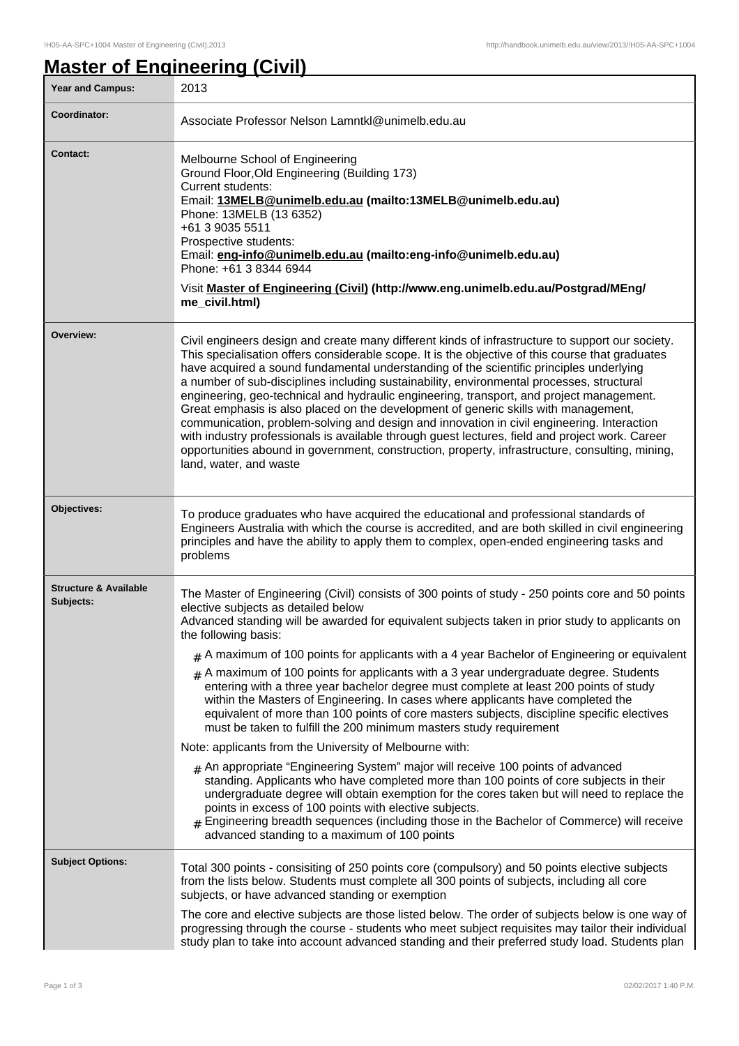# Master of Engineering (Civil)

| | |
|---|---|
| **Year and Campus:** | 2013 |
| **Coordinator:** | Associate Professor Nelson Lamntkl@unimelb.edu.au |
| **Contact:** | Melbourne School of Engineering<br>Ground Floor,Old Engineering (Building 173)<br>Current students:<br>Email: **13MELB@unimelb.edu.au (mailto:13MELB@unimelb.edu.au)**<br>Phone: 13MELB (13 6352)<br>+61 3 9035 5511<br>Prospective students:<br>Email: **eng-info@unimelb.edu.au (mailto:eng-info@unimelb.edu.au)**<br>Phone: +61 3 8344 6944<br><br>Visit **Master of Engineering (Civil) (http://www.eng.unimelb.edu.au/Postgrad/MEng/me_civil.html)** |
| **Overview:** | Civil engineers design and create many different kinds of infrastructure to support our society. This specialisation offers considerable scope. It is the objective of this course that graduates have acquired a sound fundamental understanding of the scientific principles underlying a number of sub-disciplines including sustainability, environmental processes, structural engineering, geo-technical and hydraulic engineering, transport, and project management. Great emphasis is also placed on the development of generic skills with management, communication, problem-solving and design and innovation in civil engineering. Interaction with industry professionals is available through guest lectures, field and project work. Career opportunities abound in government, construction, property, infrastructure, consulting, mining, land, water, and waste |
| **Objectives:** | To produce graduates who have acquired the educational and professional standards of Engineers Australia with which the course is accredited, and are both skilled in civil engineering principles and have the ability to apply them to complex, open-ended engineering tasks and problems |
| **Structure & Available Subjects:** | The Master of Engineering (Civil) consists of 300 points of study - 250 points core and 50 points elective subjects as detailed below<br>Advanced standing will be awarded for equivalent subjects taken in prior study to applicants on the following basis:<br># A maximum of 100 points for applicants with a 4 year Bachelor of Engineering or equivalent<br># A maximum of 100 points for applicants with a 3 year undergraduate degree. Students entering with a three year bachelor degree must complete at least 200 points of study within the Masters of Engineering. In cases where applicants have completed the equivalent of more than 100 points of core masters subjects, discipline specific electives must be taken to fulfill the 200 minimum masters study requirement<br><br>Note: applicants from the University of Melbourne with:<br># An appropriate "Engineering System" major will receive 100 points of advanced standing. Applicants who have completed more than 100 points of core subjects in their undergraduate degree will obtain exemption for the cores taken but will need to replace the points in excess of 100 points with elective subjects.<br># Engineering breadth sequences (including those in the Bachelor of Commerce) will receive advanced standing to a maximum of 100 points |
| **Subject Options:** | Total 300 points - consisiting of 250 points core (compulsory) and 50 points elective subjects from the lists below. Students must complete all 300 points of subjects, including all core subjects, or have advanced standing or exemption<br><br>The core and elective subjects are those listed below. The order of subjects below is one way of progressing through the course - students who meet subject requisites may tailor their individual study plan to take into account advanced standing and their preferred study load. Students plan |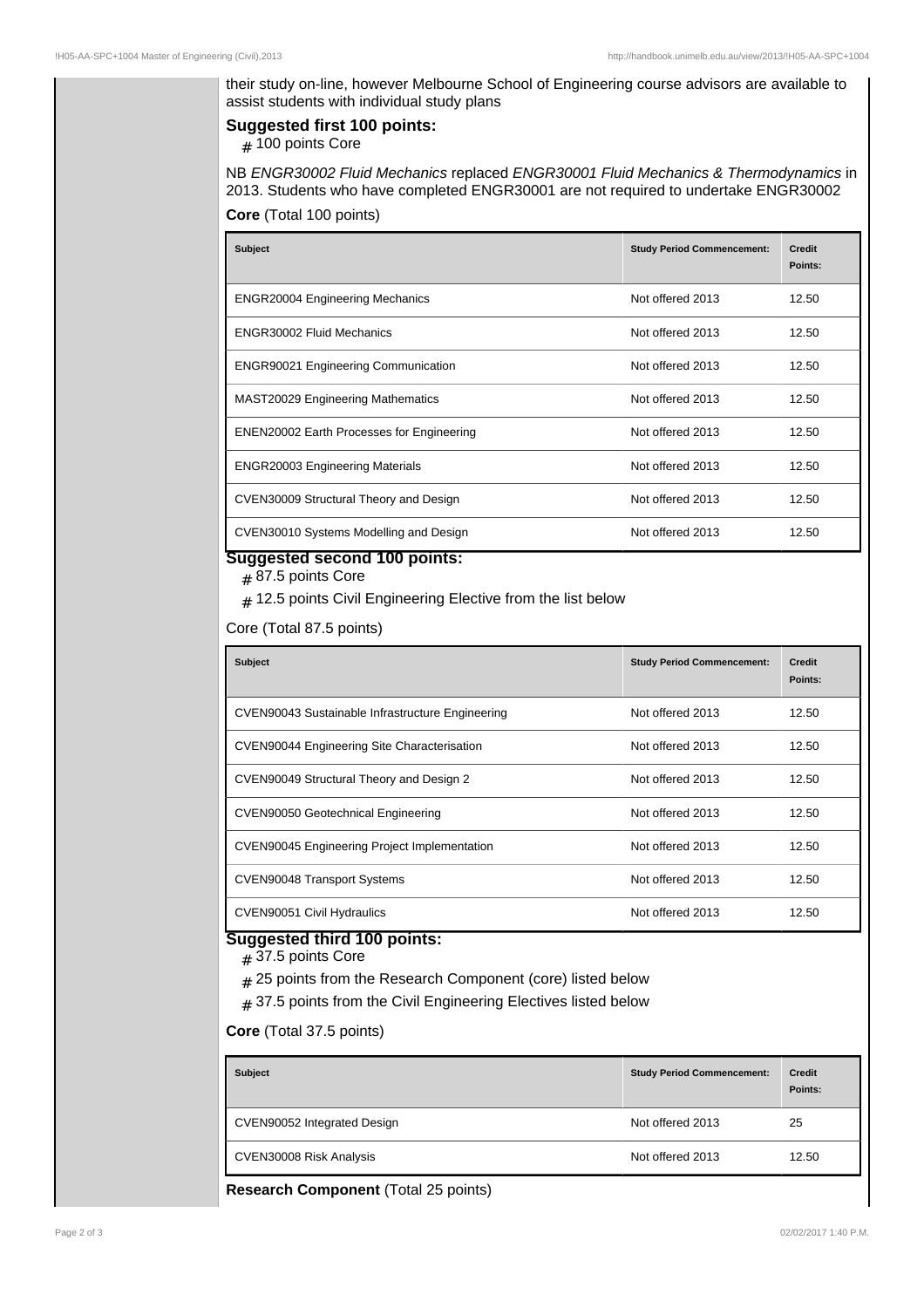their study on-line, however Melbourne School of Engineering course advisors are available to assist students with individual study plans

### Suggested first 100 points:

# 100 points Core

NB *ENGR30002 Fluid Mechanics* replaced *ENGR30001 Fluid Mechanics & Thermodynamics* in 2013. Students who have completed ENGR30001 are not required to undertake ENGR30002

**Core** (Total 100 points)

| Subject | Study Period Commencement: | Credit Points: |
|---|---|---|
| ENGR20004 Engineering Mechanics | Not offered 2013 | 12.50 |
| ENGR30002 Fluid Mechanics | Not offered 2013 | 12.50 |
| ENGR90021 Engineering Communication | Not offered 2013 | 12.50 |
| MAST20029 Engineering Mathematics | Not offered 2013 | 12.50 |
| ENEN20002 Earth Processes for Engineering | Not offered 2013 | 12.50 |
| ENGR20003 Engineering Materials | Not offered 2013 | 12.50 |
| CVEN30009 Structural Theory and Design | Not offered 2013 | 12.50 |
| CVEN30010 Systems Modelling and Design | Not offered 2013 | 12.50 |

### Suggested second 100 points:

# 87.5 points Core

# 12.5 points Civil Engineering Elective from the list below

Core (Total 87.5 points)

| Subject | Study Period Commencement: | Credit Points: |
|---|---|---|
| CVEN90043 Sustainable Infrastructure Engineering | Not offered 2013 | 12.50 |
| CVEN90044 Engineering Site Characterisation | Not offered 2013 | 12.50 |
| CVEN90049 Structural Theory and Design 2 | Not offered 2013 | 12.50 |
| CVEN90050 Geotechnical Engineering | Not offered 2013 | 12.50 |
| CVEN90045 Engineering Project Implementation | Not offered 2013 | 12.50 |
| CVEN90048 Transport Systems | Not offered 2013 | 12.50 |
| CVEN90051 Civil Hydraulics | Not offered 2013 | 12.50 |

### Suggested third 100 points:

# 37.5 points Core

# 25 points from the Research Component (core) listed below

# 37.5 points from the Civil Engineering Electives listed below

**Core** (Total 37.5 points)

| Subject | Study Period Commencement: | Credit Points: |
|---|---|---|
| CVEN90052 Integrated Design | Not offered 2013 | 25 |
| CVEN30008 Risk Analysis | Not offered 2013 | 12.50 |

**Research Component** (Total 25 points)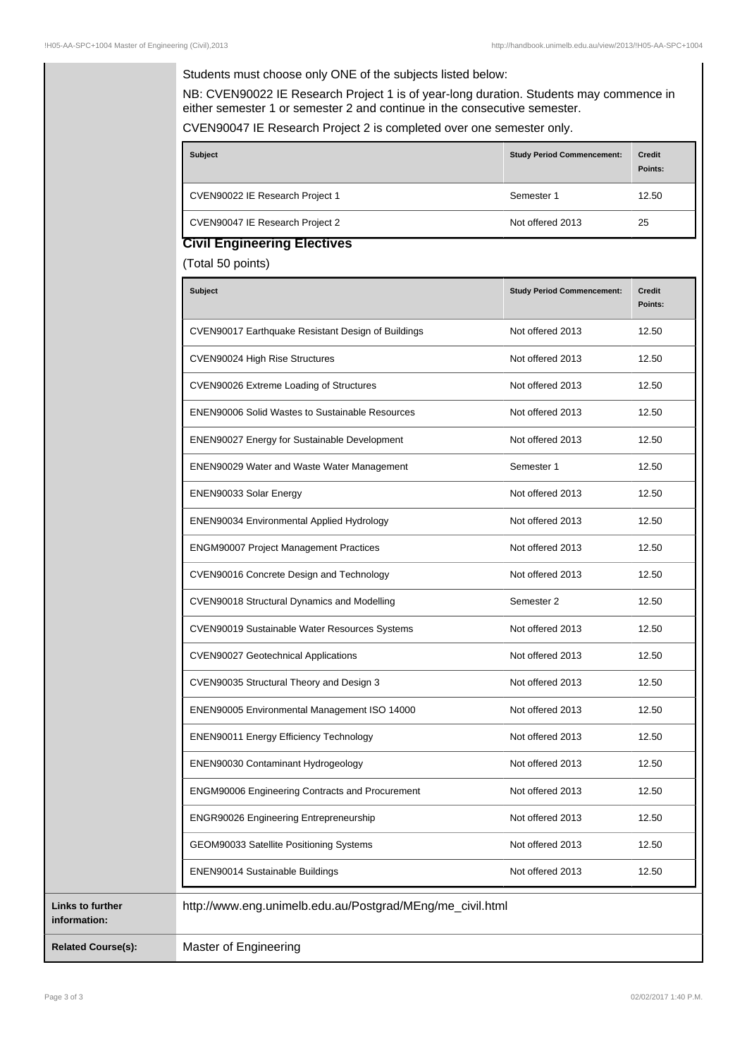Students must choose only ONE of the subjects listed below:

NB: CVEN90022 IE Research Project 1 is of year-long duration. Students may commence in either semester 1 or semester 2 and continue in the consecutive semester.

CVEN90047 IE Research Project 2 is completed over one semester only.

| Subject | Study Period Commencement: | Credit Points: |
| --- | --- | --- |
| CVEN90022 IE Research Project 1 | Semester 1 | 12.50 |
| CVEN90047 IE Research Project 2 | Not offered 2013 | 25 |

### Civil Engineering Electives

(Total 50 points)

| Subject | Study Period Commencement: | Credit Points: |
| --- | --- | --- |
| CVEN90017 Earthquake Resistant Design of Buildings | Not offered 2013 | 12.50 |
| CVEN90024 High Rise Structures | Not offered 2013 | 12.50 |
| CVEN90026 Extreme Loading of Structures | Not offered 2013 | 12.50 |
| ENEN90006 Solid Wastes to Sustainable Resources | Not offered 2013 | 12.50 |
| ENEN90027 Energy for Sustainable Development | Not offered 2013 | 12.50 |
| ENEN90029 Water and Waste Water Management | Semester 1 | 12.50 |
| ENEN90033 Solar Energy | Not offered 2013 | 12.50 |
| ENEN90034 Environmental Applied Hydrology | Not offered 2013 | 12.50 |
| ENGM90007 Project Management Practices | Not offered 2013 | 12.50 |
| CVEN90016 Concrete Design and Technology | Not offered 2013 | 12.50 |
| CVEN90018 Structural Dynamics and Modelling | Semester 2 | 12.50 |
| CVEN90019 Sustainable Water Resources Systems | Not offered 2013 | 12.50 |
| CVEN90027 Geotechnical Applications | Not offered 2013 | 12.50 |
| CVEN90035 Structural Theory and Design 3 | Not offered 2013 | 12.50 |
| ENEN90005 Environmental Management ISO 14000 | Not offered 2013 | 12.50 |
| ENEN90011 Energy Efficiency Technology | Not offered 2013 | 12.50 |
| ENEN90030 Contaminant Hydrogeology | Not offered 2013 | 12.50 |
| ENGM90006 Engineering Contracts and Procurement | Not offered 2013 | 12.50 |
| ENGR90026 Engineering Entrepreneurship | Not offered 2013 | 12.50 |
| GEOM90033 Satellite Positioning Systems | Not offered 2013 | 12.50 |
| ENEN90014 Sustainable Buildings | Not offered 2013 | 12.50 |

| | |
| --- | --- |
| **Links to further information:** | http://www.eng.unimelb.edu.au/Postgrad/MEng/me_civil.html |
| **Related Course(s):** | Master of Engineering |